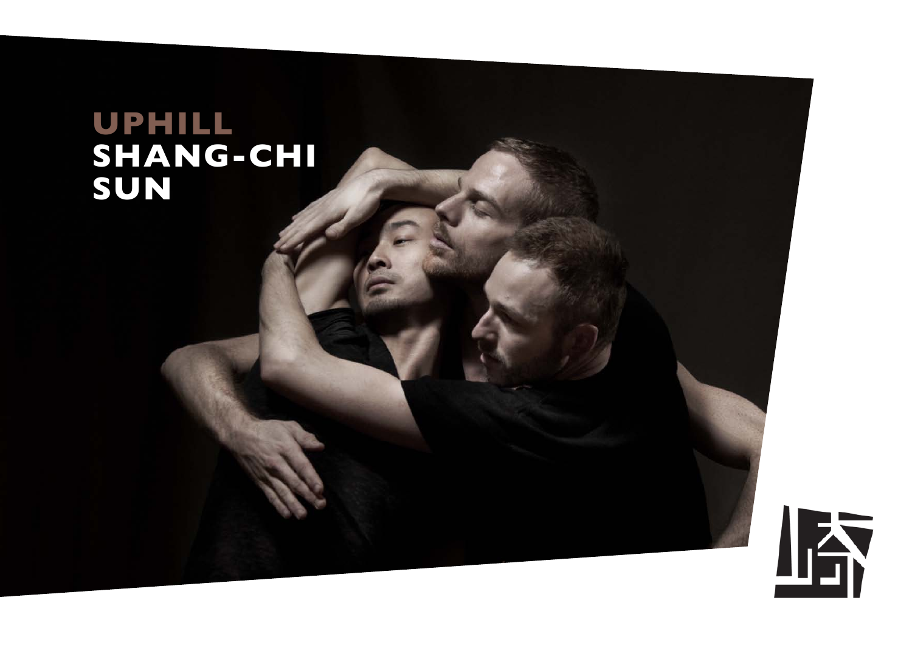# UPHILL
# SHANG-CHI SUN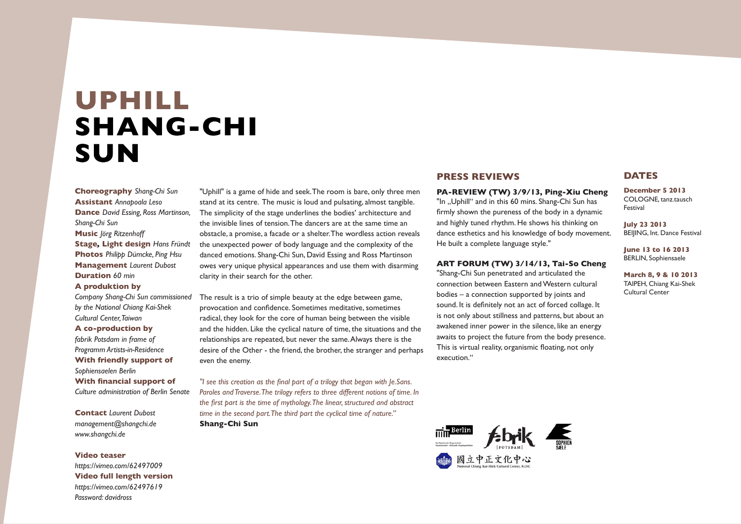# UPHILL
# SHANG-CHI SUN

**Choreography** *Shang-Chi Sun*
**Assistant** *Annapoala Leso*
**Dance** *David Essing, Ross Martinson, Shang-Chi Sun*
**Music** *Jörg Ritzenhoff*
**Stage, Light design** *Hans Fründt*
**Photos** *Philipp Dümcke, Ping Hsu*
**Management** *Laurent Dubost*
**Duration** *60 min*
**A produktion by**
*Company Shang-Chi Sun commissioned by the National Chiang Kai-Shek Cultural Center, Taiwan*
**A co-production by**
*fabrik Potsdam in frame of Programm Artists-in-Residence*
**With friendly support of**
*Sophiensaelen Berlin*
**With financial support of**
*Culture administration of Berlin Senate*

**Contact** *Laurent Dubost*
*management@shangchi.de*
*www.shangchi.de*

**Video teaser**
*https://vimeo.com/62497009*
**Video full length version**
*https://vimeo.com/62497619*
*Password: davidross*

"Uphill" is a game of hide and seek. The room is bare, only three men stand at its centre. The music is loud and pulsating, almost tangible. The simplicity of the stage underlines the bodies' architecture and the invisible lines of tension. The dancers are at the same time an obstacle, a promise, a facade or a shelter. The wordless action reveals the unexpected power of body language and the complexity of the danced emotions. Shang-Chi Sun, David Essing and Ross Martinson owes very unique physical appearances and use them with disarming clarity in their search for the other.

The result is a trio of simple beauty at the edge between game, provocation and confidence. Sometimes meditative, sometimes radical, they look for the core of human being between the visible and the hidden. Like the cyclical nature of time, the situations and the relationships are repeated, but never the same. Always there is the desire of the Other - the friend, the brother, the stranger and perhaps even the enemy.

*"I see this creation as the final part of a trilogy that began with Je.Sans. Paroles and Traverse. The trilogy refers to three different notions of time. In the first part is the time of mythology. The linear, structured and abstract time in the second part. The third part the cyclical time of nature."*
**Shang-Chi Sun**

## PRESS REVIEWS

**PA-REVIEW (TW) 3/9/13, Ping-Xiu Cheng**
"In „Uphill" and in this 60 mins. Shang-Chi Sun has firmly shown the pureness of the body in a dynamic and highly tuned rhythm. He shows his thinking on dance esthetics and his knowledge of body movement. He built a complete language style."

**ART FORUM (TW) 3/14/13, Tai-So Cheng**
"Shang-Chi Sun penetrated and articulated the connection between Eastern and Western cultural bodies – a connection supported by joints and sound. It is definitely not an act of forced collage. It is not only about stillness and patterns, but about an awakened inner power in the silence, like an energy awaits to project the future from the body presence. This is virtual reality, organismic floating, not only execution."

## DATES

**December 5 2013**
COLOGNE, tanz.tausch Festival

**July 23 2013**
BEIJING, Int. Dance Festival

**June 13 to 16 2013**
BERLIN, Sophiensaele

**March 8, 9 & 10 2013**
TAIPEH, Chiang Kai-Shek Cultural Center

Berlin · fabrik POTSDAM · SOPHIEN SÆLE · 國立中正文化中心 National Chiang Kai-Shek Cultural Center, R.O.C.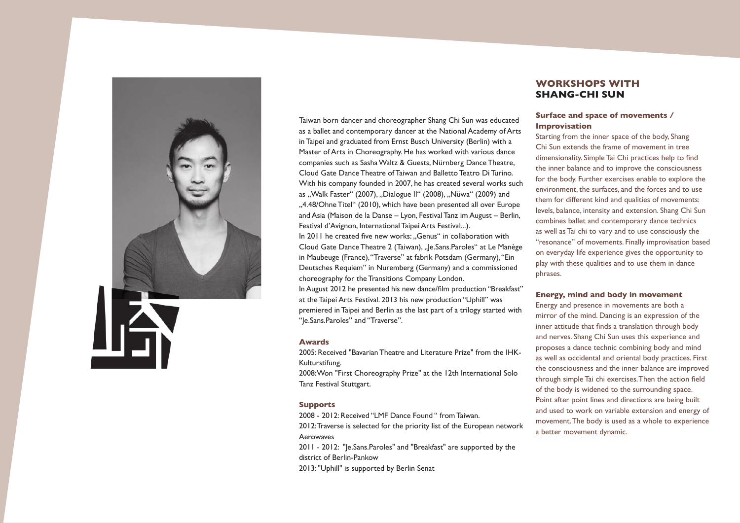Taiwan born dancer and choreographer Shang Chi Sun was educated as a ballet and contemporary dancer at the National Academy of Arts in Taipei and graduated from Ernst Busch University (Berlin) with a Master of Arts in Choreography. He has worked with various dance companies such as Sasha Waltz & Guests, Nürnberg Dance Theatre, Cloud Gate Dance Theatre of Taiwan and Balletto Teatro Di Turino. With his company founded in 2007, he has created several works such as „Walk Faster“ (2007), „Dialogue II“ (2008), „Nüwa“ (2009) and „4.48/Ohne Titel“ (2010), which have been presented all over Europe and Asia (Maison de la Danse – Lyon, Festival Tanz im August – Berlin, Festival d'Avignon, International Taipei Arts Festival...).
In 2011 he created five new works: „Genus“ in collaboration with Cloud Gate Dance Theatre 2 (Taiwan), „Je.Sans.Paroles“ at Le Manège in Maubeuge (France), "Traverse" at fabrik Potsdam (Germany), "Ein Deutsches Requiem" in Nuremberg (Germany) and a commissioned choreography for the Transitions Company London.
In August 2012 he presented his new dance/film production "Breakfast" at the Taipei Arts Festival. 2013 his new production "Uphill" was premiered in Taipei and Berlin as the last part of a trilogy started with "Je.Sans.Paroles" and "Traverse".

### Awards

2005: Received "Bavarian Theatre and Literature Prize" from the IHK-Kulturstifung.
2008: Won "First Choreography Prize" at the 12th International Solo Tanz Festival Stuttgart.

### Supports

2008 - 2012: Received "LMF Dance Found " from Taiwan.
2012: Traverse is selected for the priority list of the European network Aerowaves
2011 - 2012: "Je.Sans.Paroles" and "Breakfast" are supported by the district of Berlin-Pankow
2013: "Uphill" is supported by Berlin Senat

## WORKSHOPS WITH SHANG-CHI SUN

### Surface and space of movements / Improvisation

Starting from the inner space of the body, Shang Chi Sun extends the frame of movement in tree dimensionality. Simple Tai Chi practices help to find the inner balance and to improve the consciousness for the body. Further exercises enable to explore the environment, the surfaces, and the forces and to use them for different kind and qualities of movements: levels, balance, intensity and extension. Shang Chi Sun combines ballet and contemporary dance technics as well as Tai chi to vary and to use consciously the "resonance" of movements. Finally improvisation based on everyday life experience gives the opportunity to play with these qualities and to use them in dance phrases.

### Energy, mind and body in movement

Energy and presence in movements are both a mirror of the mind. Dancing is an expression of the inner attitude that finds a translation through body and nerves. Shang Chi Sun uses this experience and proposes a dance technic combining body and mind as well as occidental and oriental body practices. First the consciousness and the inner balance are improved through simple Tai chi exercises. Then the action field of the body is widened to the surrounding space. Point after point lines and directions are being built and used to work on variable extension and energy of movement. The body is used as a whole to experience a better movement dynamic.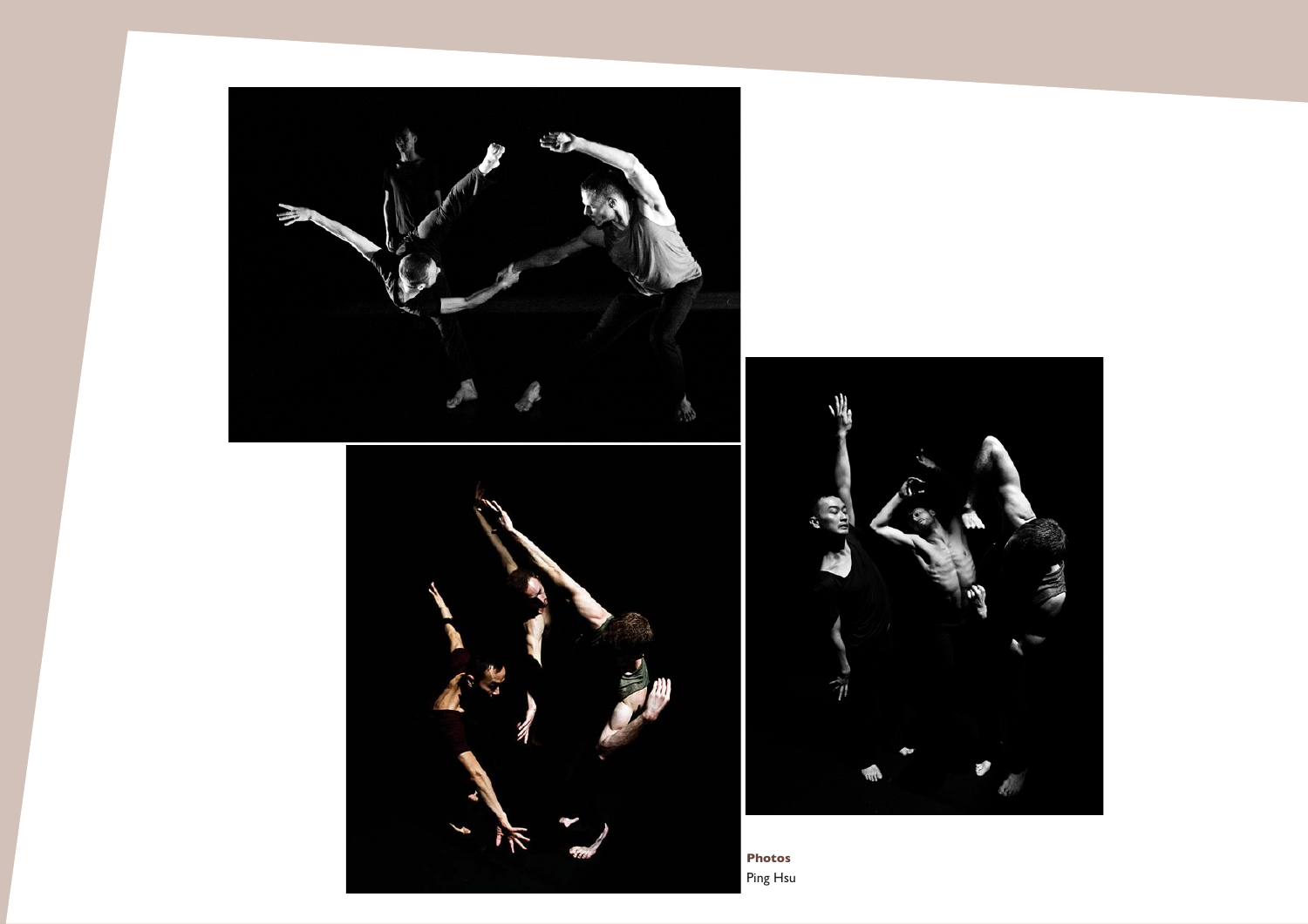**Photos**
Ping Hsu